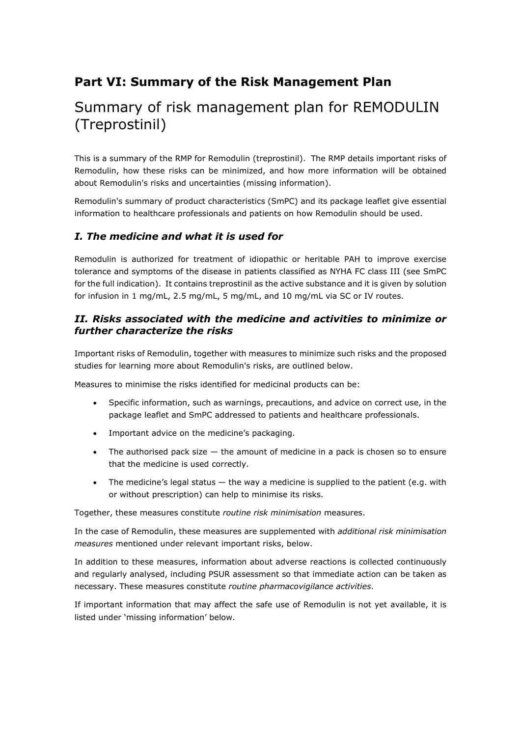## Part VI: Summary of the Risk Management Plan

# Summary of risk management plan for REMODULIN (Treprostinil)

This is a summary of the RMP for Remodulin (treprostinil). The RMP details important risks of Remodulin, how these risks can be minimized, and how more information will be obtained about Remodulin's risks and uncertainties (missing information).

Remodulin's summary of product characteristics (SmPC) and its package leaflet give essential information to healthcare professionals and patients on how Remodulin should be used.

### *I. The medicine and what it is used for*

Remodulin is authorized for treatment of idiopathic or heritable PAH to improve exercise tolerance and symptoms of the disease in patients classified as NYHA FC class III (see SmPC for the full indication). It contains treprostinil as the active substance and it is given by solution for infusion in 1 mg/mL, 2.5 mg/mL, 5 mg/mL, and 10 mg/mL via SC or IV routes.

### *II. Risks associated with the medicine and activities to minimize or further characterize the risks*

Important risks of Remodulin, together with measures to minimize such risks and the proposed studies for learning more about Remodulin's risks, are outlined below.

Measures to minimise the risks identified for medicinal products can be:

- Specific information, such as warnings, precautions, and advice on correct use, in the package leaflet and SmPC addressed to patients and healthcare professionals.
- Important advice on the medicine's packaging.
- The authorised pack size — the amount of medicine in a pack is chosen so to ensure that the medicine is used correctly.
- The medicine's legal status — the way a medicine is supplied to the patient (e.g. with or without prescription) can help to minimise its risks.

Together, these measures constitute *routine risk minimisation* measures.

In the case of Remodulin, these measures are supplemented with *additional risk minimisation measures* mentioned under relevant important risks, below.

In addition to these measures, information about adverse reactions is collected continuously and regularly analysed, including PSUR assessment so that immediate action can be taken as necessary. These measures constitute *routine pharmacovigilance activities*.

If important information that may affect the safe use of Remodulin is not yet available, it is listed under 'missing information' below.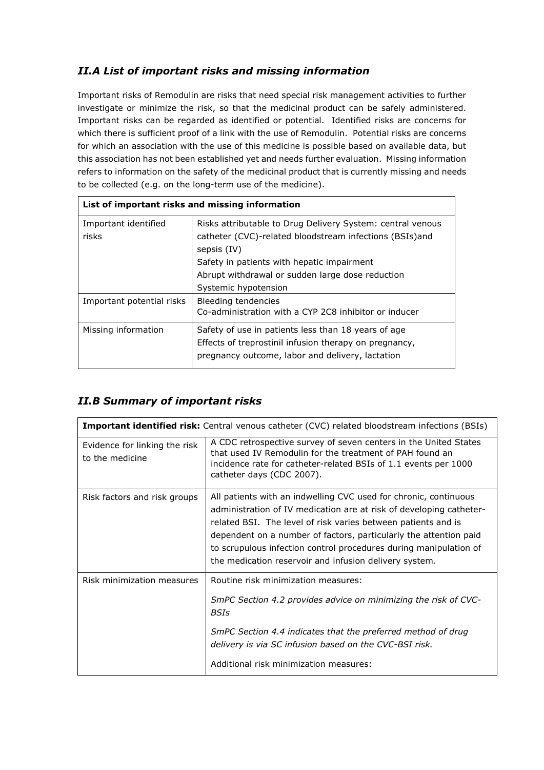## *II.A List of important risks and missing information*

Important risks of Remodulin are risks that need special risk management activities to further investigate or minimize the risk, so that the medicinal product can be safely administered. Important risks can be regarded as identified or potential. Identified risks are concerns for which there is sufficient proof of a link with the use of Remodulin. Potential risks are concerns for which an association with the use of this medicine is possible based on available data, but this association has not been established yet and needs further evaluation. Missing information refers to information on the safety of the medicinal product that is currently missing and needs to be collected (e.g. on the long-term use of the medicine).

| **List of important risks and missing information** | |
|---|---|
| Important identified risks | Risks attributable to Drug Delivery System: central venous catheter (CVC)-related bloodstream infections (BSIs)and sepsis (IV)<br>Safety in patients with hepatic impairment<br>Abrupt withdrawal or sudden large dose reduction<br>Systemic hypotension |
| Important potential risks | Bleeding tendencies<br>Co-administration with a CYP 2C8 inhibitor or inducer |
| Missing information | Safety of use in patients less than 18 years of age<br>Effects of treprostinil infusion therapy on pregnancy, pregnancy outcome, labor and delivery, lactation |

## *II.B Summary of important risks*

| **Important identified risk:** Central venous catheter (CVC) related bloodstream infections (BSIs) | |
|---|---|
| Evidence for linking the risk to the medicine | A CDC retrospective survey of seven centers in the United States that used IV Remodulin for the treatment of PAH found an incidence rate for catheter-related BSIs of 1.1 events per 1000 catheter days (CDC 2007). |
| Risk factors and risk groups | All patients with an indwelling CVC used for chronic, continuous administration of IV medication are at risk of developing catheter-related BSI. The level of risk varies between patients and is dependent on a number of factors, particularly the attention paid to scrupulous infection control procedures during manipulation of the medication reservoir and infusion delivery system. |
| Risk minimization measures | Routine risk minimization measures:<br>*SmPC Section 4.2 provides advice on minimizing the risk of CVC-BSIs*<br>*SmPC Section 4.4 indicates that the preferred method of drug delivery is via SC infusion based on the CVC-BSI risk.*<br>Additional risk minimization measures: |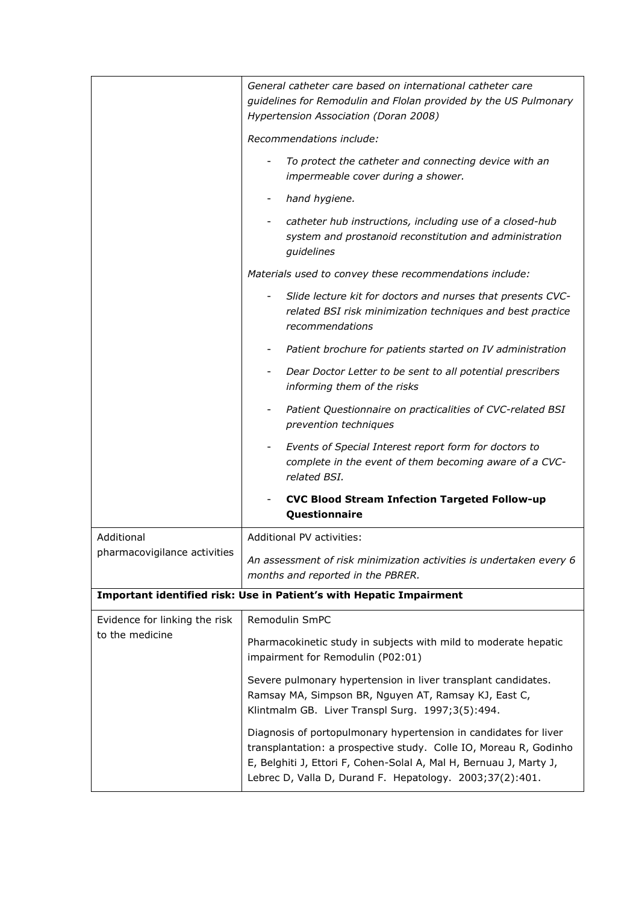| | |
|---|---|
| | *General catheter care based on international catheter care guidelines for Remodulin and Flolan provided by the US Pulmonary Hypertension Association (Doran 2008)*<br><br>*Recommendations include:*<br><br>- *To protect the catheter and connecting device with an impermeable cover during a shower.*<br>- *hand hygiene.*<br>- *catheter hub instructions, including use of a closed-hub system and prostanoid reconstitution and administration guidelines*<br><br>*Materials used to convey these recommendations include:*<br><br>- *Slide lecture kit for doctors and nurses that presents CVC-related BSI risk minimization techniques and best practice recommendations*<br>- *Patient brochure for patients started on IV administration*<br>- *Dear Doctor Letter to be sent to all potential prescribers informing them of the risks*<br>- *Patient Questionnaire on practicalities of CVC-related BSI prevention techniques*<br>- *Events of Special Interest report form for doctors to complete in the event of them becoming aware of a CVC-related BSI.*<br>- ***CVC Blood Stream Infection Targeted Follow-up Questionnaire*** |
| Additional pharmacovigilance activities | Additional PV activities:<br><br>*An assessment of risk minimization activities is undertaken every 6 months and reported in the PBRER.* |
| **Important identified risk: Use in Patient's with Hepatic Impairment** | |
| Evidence for linking the risk to the medicine | Remodulin SmPC<br><br>Pharmacokinetic study in subjects with mild to moderate hepatic impairment for Remodulin (P02:01)<br><br>Severe pulmonary hypertension in liver transplant candidates. Ramsay MA, Simpson BR, Nguyen AT, Ramsay KJ, East C, Klintmalm GB. Liver Transpl Surg. 1997;3(5):494.<br><br>Diagnosis of portopulmonary hypertension in candidates for liver transplantation: a prospective study. Colle IO, Moreau R, Godinho E, Belghiti J, Ettori F, Cohen-Solal A, Mal H, Bernuau J, Marty J, Lebrec D, Valla D, Durand F. Hepatology. 2003;37(2):401. |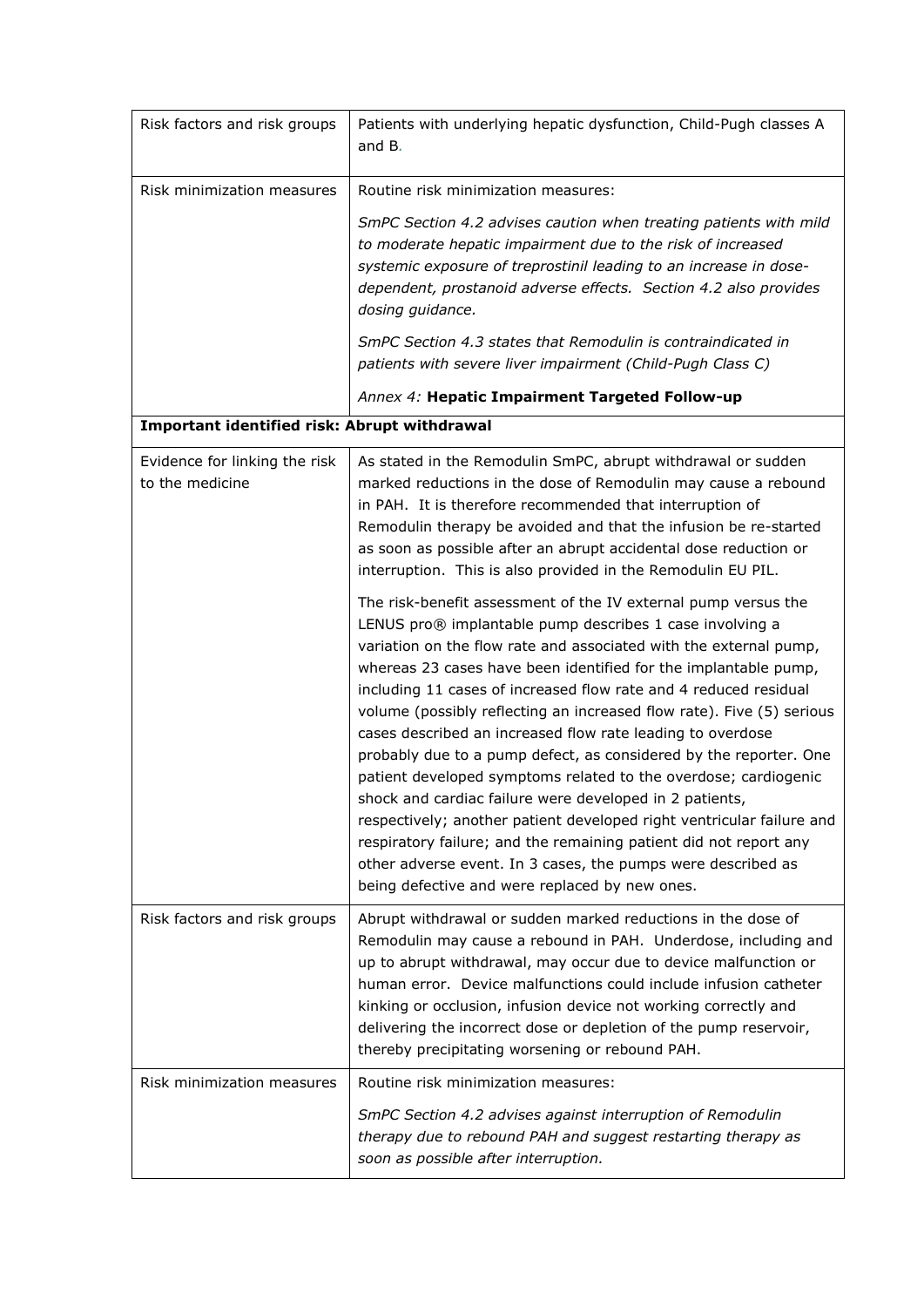| | |
|---|---|
| Risk factors and risk groups | Patients with underlying hepatic dysfunction, Child-Pugh classes A and B. |
| Risk minimization measures | Routine risk minimization measures:<br><br>*SmPC Section 4.2 advises caution when treating patients with mild to moderate hepatic impairment due to the risk of increased systemic exposure of treprostinil leading to an increase in dose-dependent, prostanoid adverse effects. Section 4.2 also provides dosing guidance.*<br><br>*SmPC Section 4.3 states that Remodulin is contraindicated in patients with severe liver impairment (Child-Pugh Class C)*<br><br>*Annex 4:* **Hepatic Impairment Targeted Follow-up** |
| **Important identified risk: Abrupt withdrawal** | |
| Evidence for linking the risk to the medicine | As stated in the Remodulin SmPC, abrupt withdrawal or sudden marked reductions in the dose of Remodulin may cause a rebound in PAH. It is therefore recommended that interruption of Remodulin therapy be avoided and that the infusion be re-started as soon as possible after an abrupt accidental dose reduction or interruption. This is also provided in the Remodulin EU PIL.<br><br>The risk-benefit assessment of the IV external pump versus the LENUS pro® implantable pump describes 1 case involving a variation on the flow rate and associated with the external pump, whereas 23 cases have been identified for the implantable pump, including 11 cases of increased flow rate and 4 reduced residual volume (possibly reflecting an increased flow rate). Five (5) serious cases described an increased flow rate leading to overdose probably due to a pump defect, as considered by the reporter. One patient developed symptoms related to the overdose; cardiogenic shock and cardiac failure were developed in 2 patients, respectively; another patient developed right ventricular failure and respiratory failure; and the remaining patient did not report any other adverse event. In 3 cases, the pumps were described as being defective and were replaced by new ones. |
| Risk factors and risk groups | Abrupt withdrawal or sudden marked reductions in the dose of Remodulin may cause a rebound in PAH. Underdose, including and up to abrupt withdrawal, may occur due to device malfunction or human error. Device malfunctions could include infusion catheter kinking or occlusion, infusion device not working correctly and delivering the incorrect dose or depletion of the pump reservoir, thereby precipitating worsening or rebound PAH. |
| Risk minimization measures | Routine risk minimization measures:<br><br>*SmPC Section 4.2 advises against interruption of Remodulin therapy due to rebound PAH and suggest restarting therapy as soon as possible after interruption.* |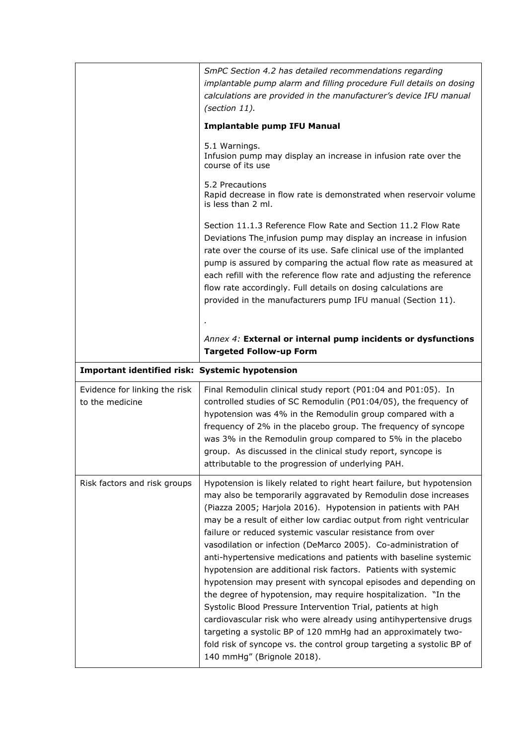| | |
|---|---|
| | *SmPC Section 4.2 has detailed recommendations regarding implantable pump alarm and filling procedure Full details on dosing calculations are provided in the manufacturer's device IFU manual (section 11).*<br><br>**Implantable pump IFU Manual**<br><br>5.1 Warnings.<br>Infusion pump may display an increase in infusion rate over the course of its use<br><br>5.2 Precautions<br>Rapid decrease in flow rate is demonstrated when reservoir volume is less than 2 ml.<br><br>Section 11.1.3 Reference Flow Rate and Section 11.2 Flow Rate Deviations The infusion pump may display an increase in infusion rate over the course of its use. Safe clinical use of the implanted pump is assured by comparing the actual flow rate as measured at each refill with the reference flow rate and adjusting the reference flow rate accordingly. Full details on dosing calculations are provided in the manufacturers pump IFU manual (Section 11).<br><br>.<br><br>*Annex 4:* **External or internal pump incidents or dysfunctions Targeted Follow-up Form** |
| **Important identified risk: Systemic hypotension** | |
| Evidence for linking the risk to the medicine | Final Remodulin clinical study report (P01:04 and P01:05). In controlled studies of SC Remodulin (P01:04/05), the frequency of hypotension was 4% in the Remodulin group compared with a frequency of 2% in the placebo group. The frequency of syncope was 3% in the Remodulin group compared to 5% in the placebo group. As discussed in the clinical study report, syncope is attributable to the progression of underlying PAH. |
| Risk factors and risk groups | Hypotension is likely related to right heart failure, but hypotension may also be temporarily aggravated by Remodulin dose increases (Piazza 2005; Harjola 2016). Hypotension in patients with PAH may be a result of either low cardiac output from right ventricular failure or reduced systemic vascular resistance from over vasodilation or infection (DeMarco 2005). Co-administration of anti-hypertensive medications and patients with baseline systemic hypotension are additional risk factors. Patients with systemic hypotension may present with syncopal episodes and depending on the degree of hypotension, may require hospitalization. "In the Systolic Blood Pressure Intervention Trial, patients at high cardiovascular risk who were already using antihypertensive drugs targeting a systolic BP of 120 mmHg had an approximately two-fold risk of syncope vs. the control group targeting a systolic BP of 140 mmHg" (Brignole 2018). |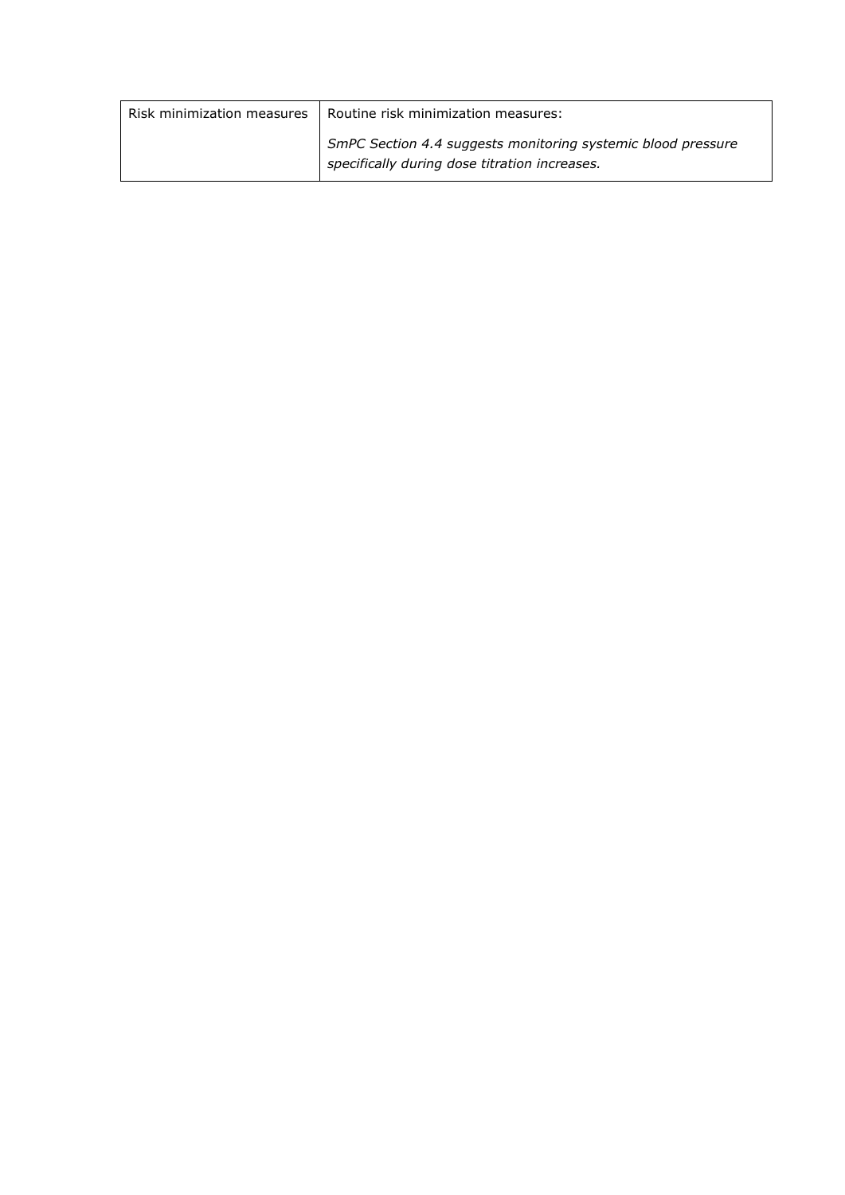| | |
|---|---|
| Risk minimization measures | Routine risk minimization measures:<br><br>*SmPC Section 4.4 suggests monitoring systemic blood pressure specifically during dose titration increases.* |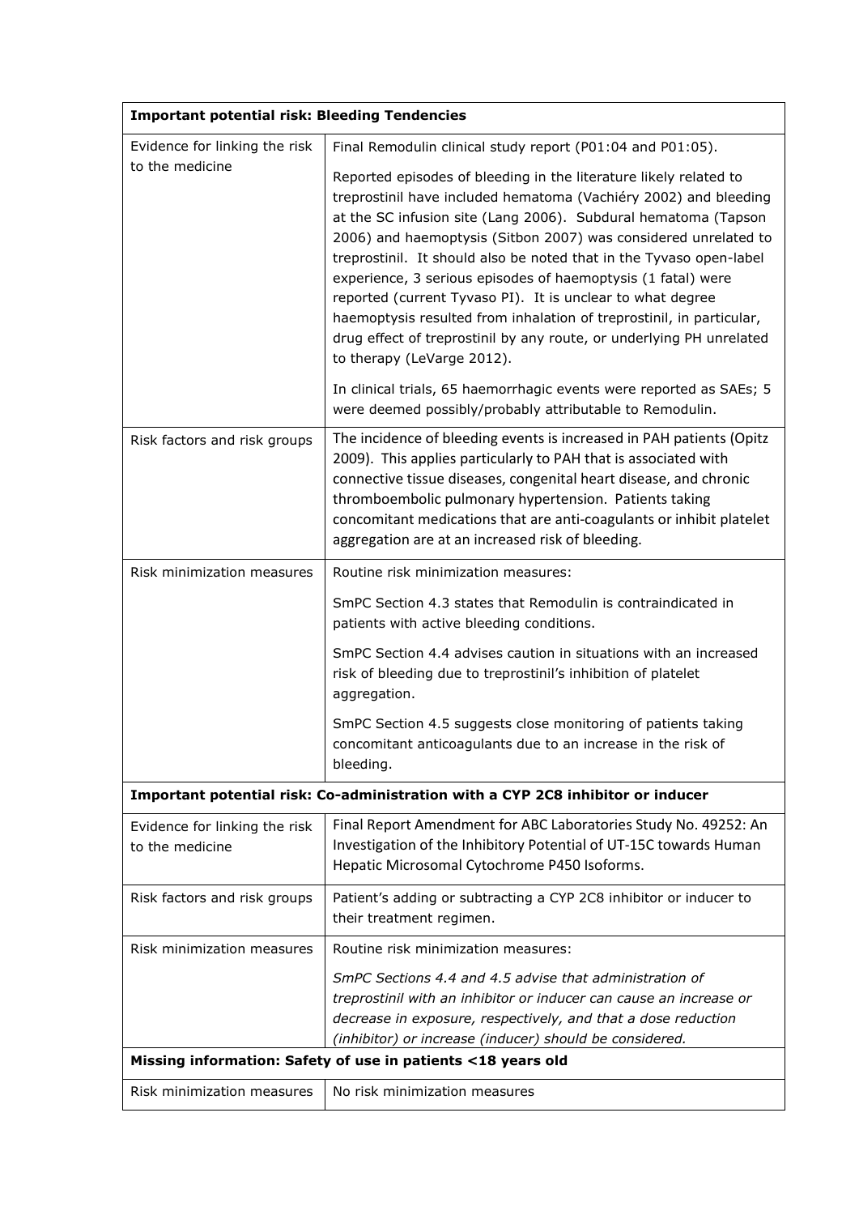| **Important potential risk: Bleeding Tendencies** | |
|---|---|
| Evidence for linking the risk to the medicine | Final Remodulin clinical study report (P01:04 and P01:05).<br><br>Reported episodes of bleeding in the literature likely related to treprostinil have included hematoma (Vachiéry 2002) and bleeding at the SC infusion site (Lang 2006). Subdural hematoma (Tapson 2006) and haemoptysis (Sitbon 2007) was considered unrelated to treprostinil. It should also be noted that in the Tyvaso open-label experience, 3 serious episodes of haemoptysis (1 fatal) were reported (current Tyvaso PI). It is unclear to what degree haemoptysis resulted from inhalation of treprostinil, in particular, drug effect of treprostinil by any route, or underlying PH unrelated to therapy (LeVarge 2012).<br><br>In clinical trials, 65 haemorrhagic events were reported as SAEs; 5 were deemed possibly/probably attributable to Remodulin. |
| Risk factors and risk groups | The incidence of bleeding events is increased in PAH patients (Opitz 2009). This applies particularly to PAH that is associated with connective tissue diseases, congenital heart disease, and chronic thromboembolic pulmonary hypertension. Patients taking concomitant medications that are anti-coagulants or inhibit platelet aggregation are at an increased risk of bleeding. |
| Risk minimization measures | Routine risk minimization measures:<br><br>SmPC Section 4.3 states that Remodulin is contraindicated in patients with active bleeding conditions.<br><br>SmPC Section 4.4 advises caution in situations with an increased risk of bleeding due to treprostinil's inhibition of platelet aggregation.<br><br>SmPC Section 4.5 suggests close monitoring of patients taking concomitant anticoagulants due to an increase in the risk of bleeding. |
| **Important potential risk: Co-administration with a CYP 2C8 inhibitor or inducer** | |
| Evidence for linking the risk to the medicine | Final Report Amendment for ABC Laboratories Study No. 49252: An Investigation of the Inhibitory Potential of UT-15C towards Human Hepatic Microsomal Cytochrome P450 Isoforms. |
| Risk factors and risk groups | Patient's adding or subtracting a CYP 2C8 inhibitor or inducer to their treatment regimen. |
| Risk minimization measures | Routine risk minimization measures:<br><br>*SmPC Sections 4.4 and 4.5 advise that administration of treprostinil with an inhibitor or inducer can cause an increase or decrease in exposure, respectively, and that a dose reduction (inhibitor) or increase (inducer) should be considered.* |
| **Missing information: Safety of use in patients <18 years old** | |
| Risk minimization measures | No risk minimization measures |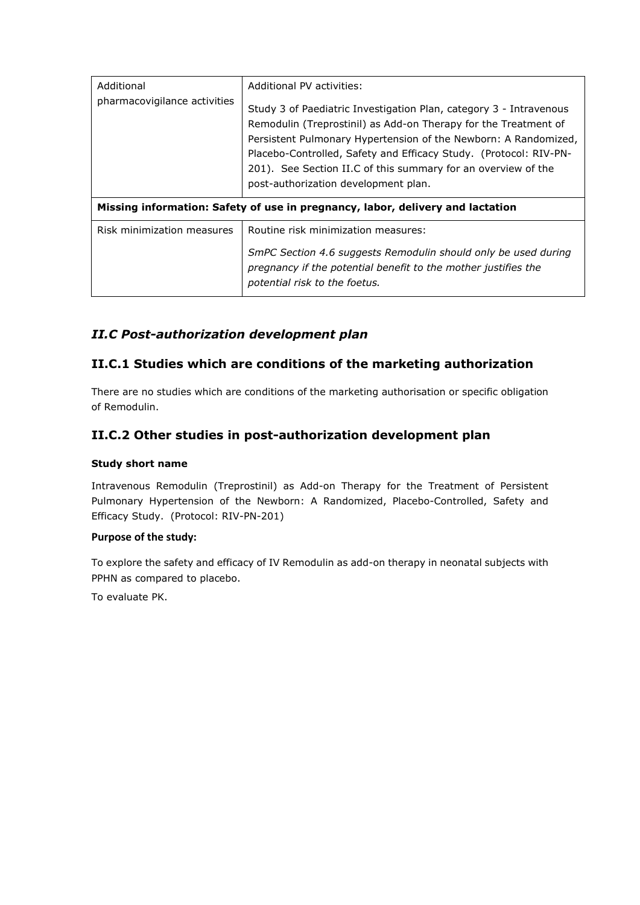| | |
|---|---|
| Additional pharmacovigilance activities | Additional PV activities:<br><br>Study 3 of Paediatric Investigation Plan, category 3 - Intravenous Remodulin (Treprostinil) as Add-on Therapy for the Treatment of Persistent Pulmonary Hypertension of the Newborn: A Randomized, Placebo-Controlled, Safety and Efficacy Study. (Protocol: RIV-PN-201). See Section II.C of this summary for an overview of the post-authorization development plan. |
| **Missing information: Safety of use in pregnancy, labor, delivery and lactation** | |
| Risk minimization measures | Routine risk minimization measures:<br><br>*SmPC Section 4.6 suggests Remodulin should only be used during pregnancy if the potential benefit to the mother justifies the potential risk to the foetus.* |

## *II.C Post-authorization development plan*

### II.C.1 Studies which are conditions of the marketing authorization

There are no studies which are conditions of the marketing authorisation or specific obligation of Remodulin.

### II.C.2 Other studies in post-authorization development plan

**Study short name**

Intravenous Remodulin (Treprostinil) as Add-on Therapy for the Treatment of Persistent Pulmonary Hypertension of the Newborn: A Randomized, Placebo-Controlled, Safety and Efficacy Study. (Protocol: RIV-PN-201)

**Purpose of the study:**

To explore the safety and efficacy of IV Remodulin as add-on therapy in neonatal subjects with PPHN as compared to placebo.

To evaluate PK.